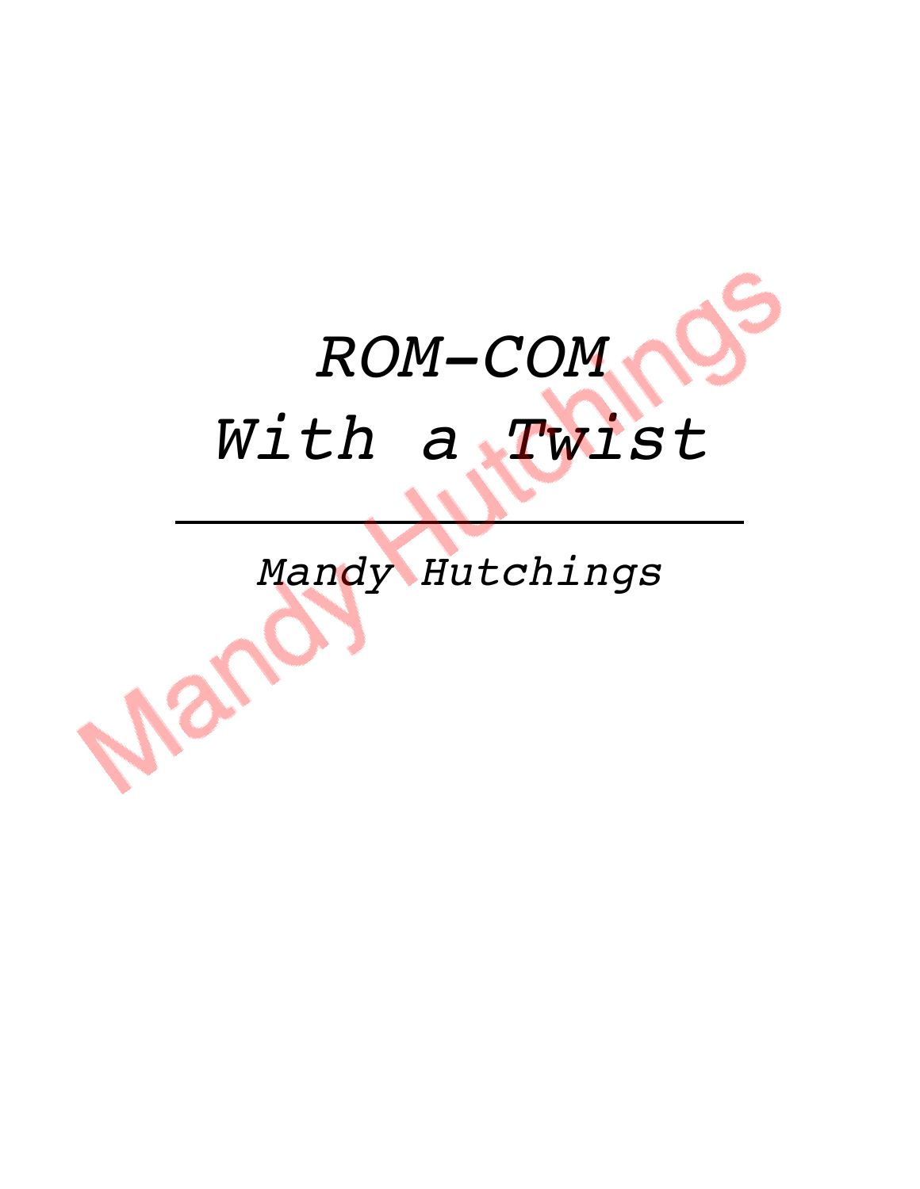# *ROM-COM With a Twist*

---

*Mandy Hutchings*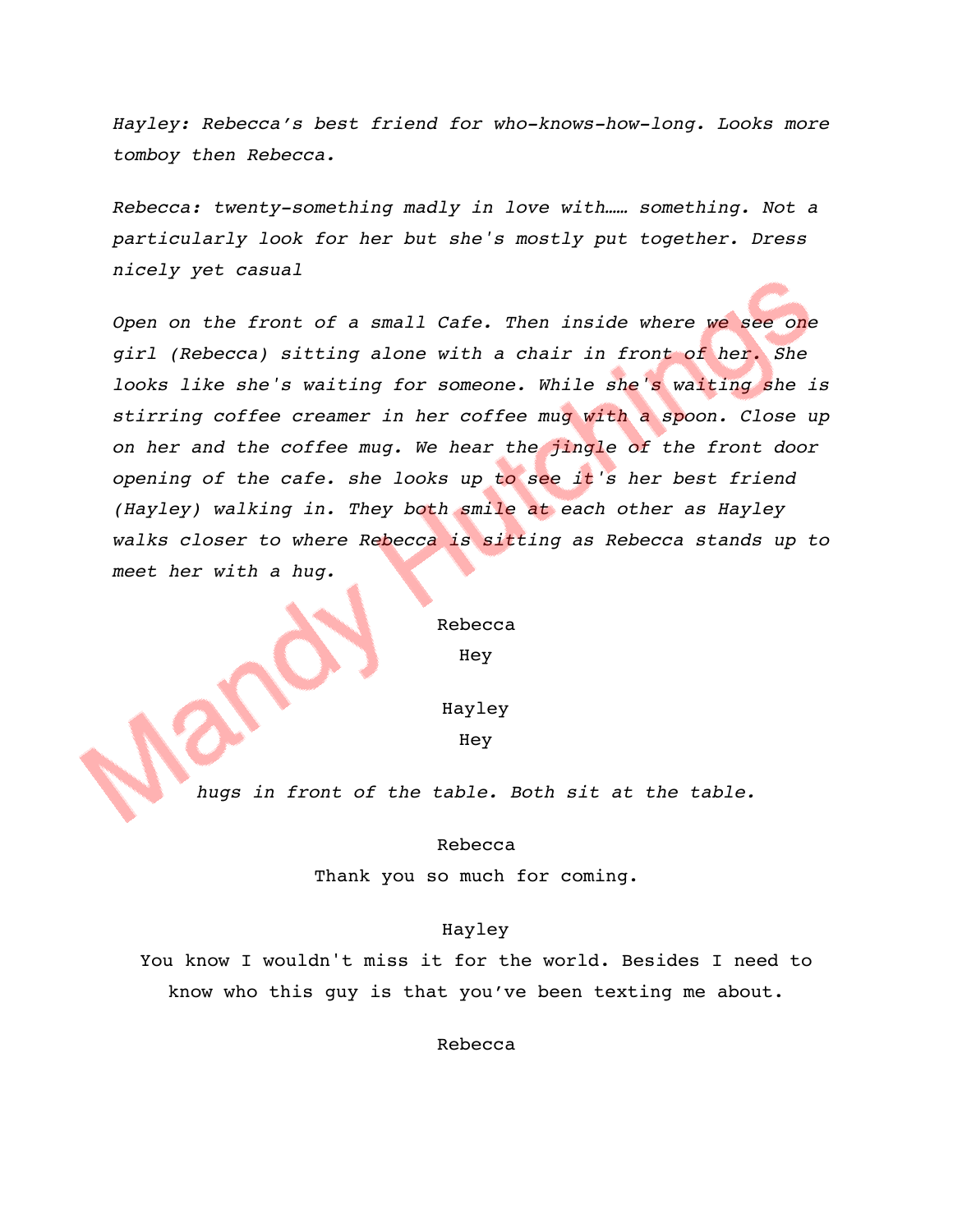*Hayley: Rebecca's best friend for who-knows-how-long. Looks more tomboy then Rebecca.*

*Rebecca: twenty-something madly in love with…… something. Not a particularly look for her but she's mostly put together. Dress nicely yet casual*

*Open on the front of a small Cafe. Then inside where we see one girl (Rebecca) sitting alone with a chair in front of her. She looks like she's waiting for someone. While she's waiting she is stirring coffee creamer in her coffee mug with a spoon. Close up on her and the coffee mug. We hear the jingle of the front door opening of the cafe. she looks up to see it's her best friend (Hayley) walking in. They both smile at each other as Hayley walks closer to where Rebecca is sitting as Rebecca stands up to meet her with a hug.*

Rebecca

Hey

Hayley

Hey

*hugs in front of the table. Both sit at the table.*

Rebecca

Thank you so much for coming.

Hayley

You know I wouldn't miss it for the world. Besides I need to know who this guy is that you've been texting me about.

Rebecca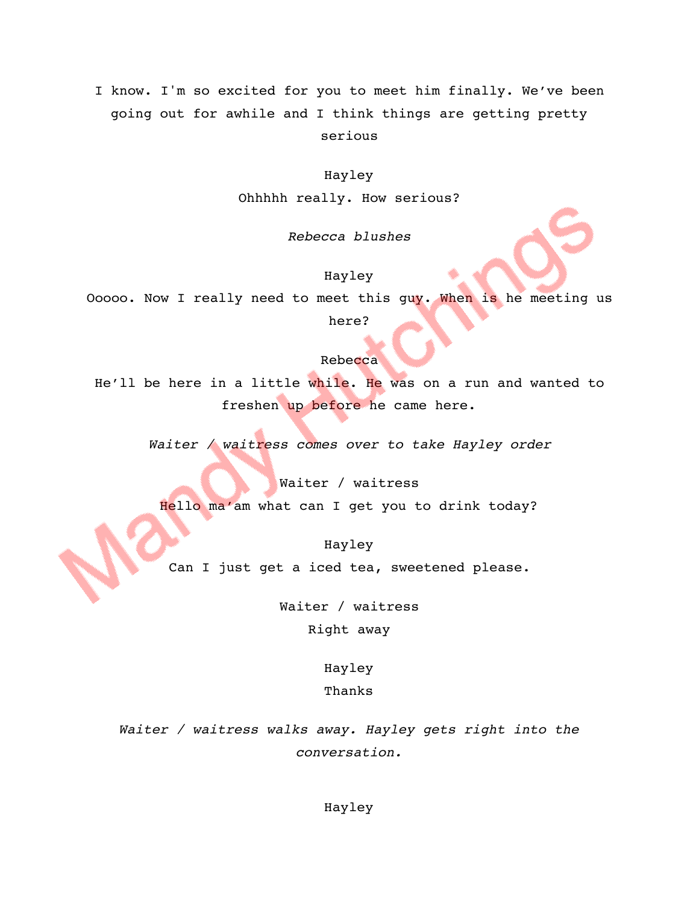I know. I'm so excited for you to meet him finally. We've been going out for awhile and I think things are getting pretty serious

Hayley

Ohhhhh really. How serious?

*Rebecca blushes*

Hayley

Ooooo. Now I really need to meet this guy. When is he meeting us here?

Rebecca

He'll be here in a little while. He was on a run and wanted to freshen up before he came here.

*Waiter / waitress comes over to take Hayley order*

Waiter / waitress

Hello ma'am what can I get you to drink today?

Hayley

Can I just get a iced tea, sweetened please.

Waiter / waitress

Right away

Hayley

Thanks

*Waiter / waitress walks away. Hayley gets right into the conversation.*

Hayley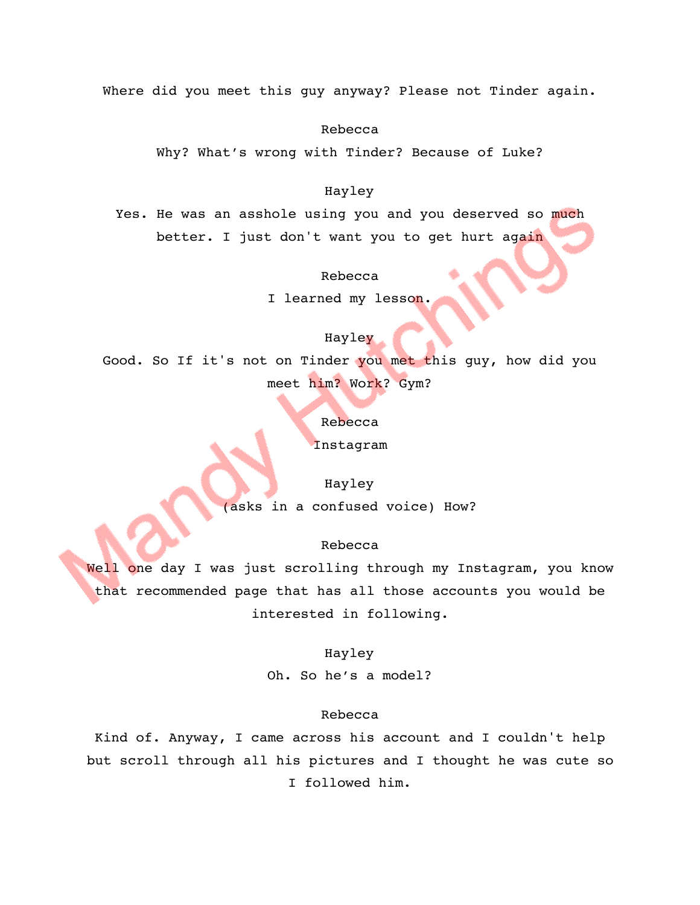Where did you meet this guy anyway? Please not Tinder again.

Rebecca

Why? What's wrong with Tinder? Because of Luke?

Hayley

Yes. He was an asshole using you and you deserved so much better. I just don't want you to get hurt again

Rebecca

I learned my lesson.

Hayley

Good. So If it's not on Tinder you met this guy, how did you meet him? Work? Gym?

Rebecca

Instagram

Hayley

(asks in a confused voice) How?

Rebecca

Well one day I was just scrolling through my Instagram, you know that recommended page that has all those accounts you would be interested in following.

Hayley

Oh. So he's a model?

Rebecca

Kind of. Anyway, I came across his account and I couldn't help but scroll through all his pictures and I thought he was cute so I followed him.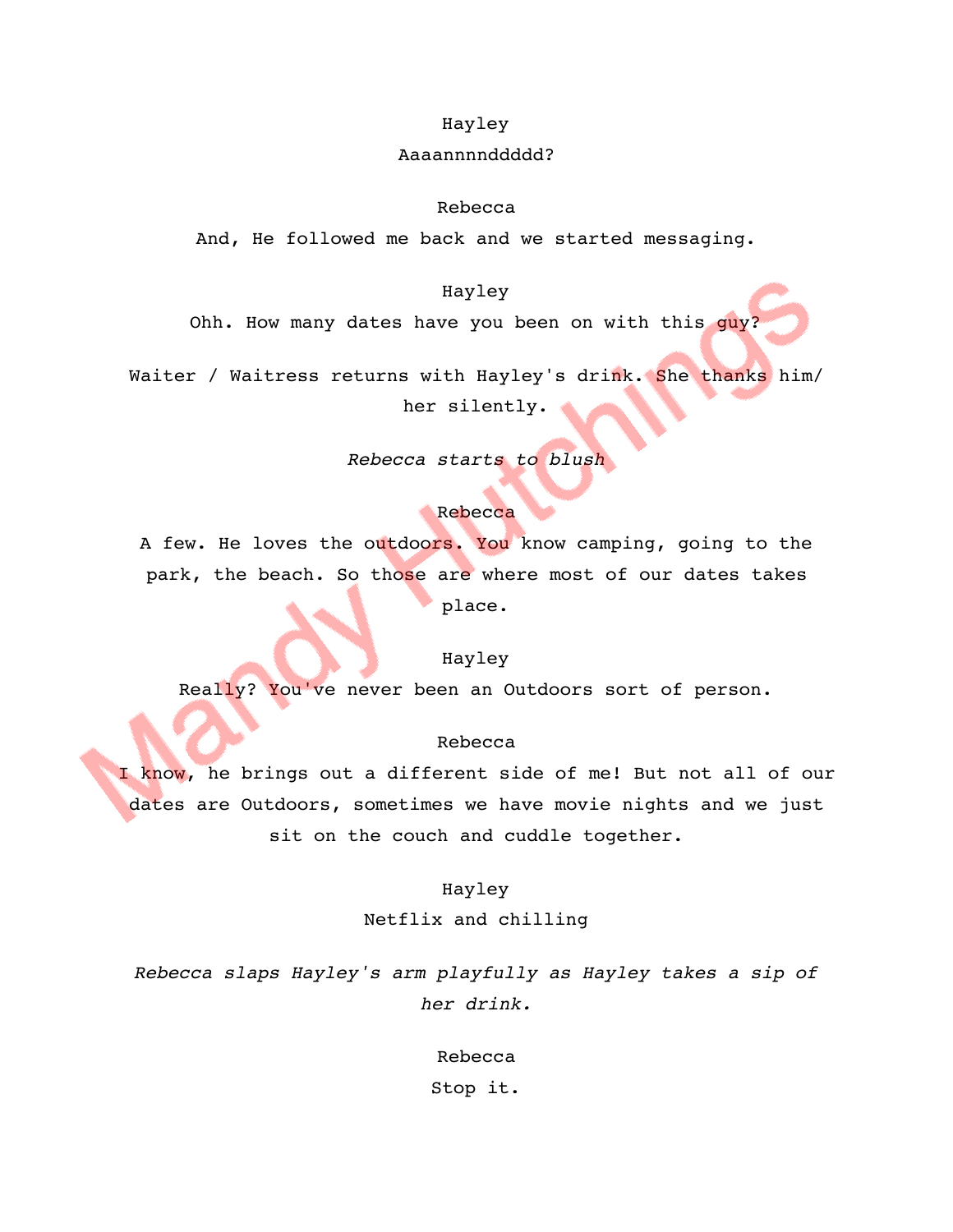Hayley

Aaaannnnddddd?

Rebecca

And, He followed me back and we started messaging.

Hayley

Ohh. How many dates have you been on with this guy?

Waiter / Waitress returns with Hayley's drink. She thanks him/her silently.

*Rebecca starts to blush*

Rebecca

A few. He loves the outdoors. You know camping, going to the park, the beach. So those are where most of our dates takes place.

Hayley

Really? You've never been an Outdoors sort of person.

Rebecca

I know, he brings out a different side of me! But not all of our dates are Outdoors, sometimes we have movie nights and we just sit on the couch and cuddle together.

Hayley

Netflix and chilling

*Rebecca slaps Hayley's arm playfully as Hayley takes a sip of her drink.*

Rebecca

Stop it.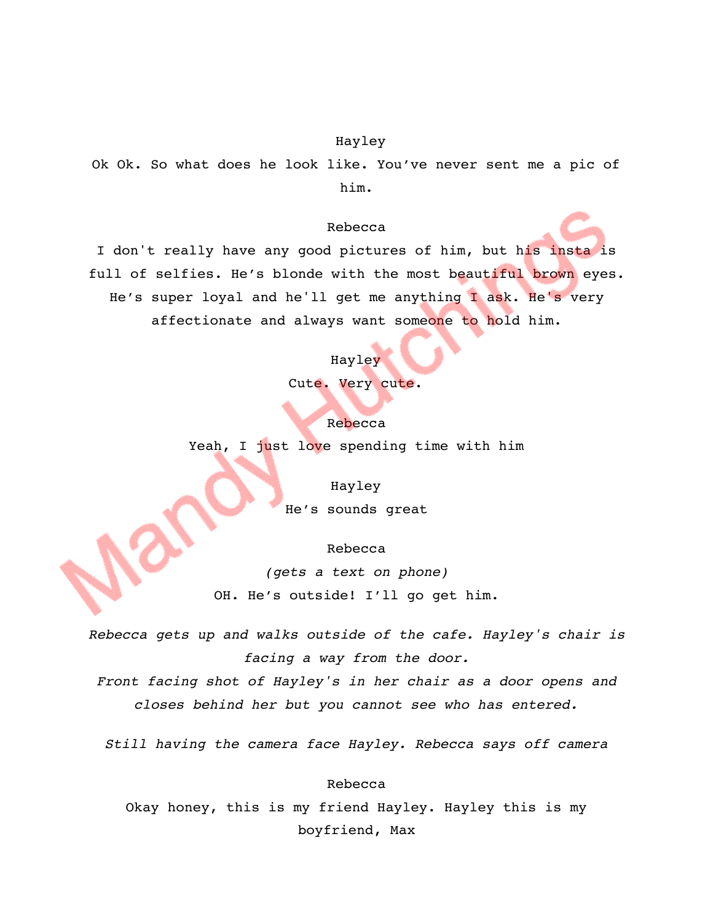Hayley

Ok Ok. So what does he look like. You've never sent me a pic of him.

Rebecca

I don't really have any good pictures of him, but his insta is full of selfies. He's blonde with the most beautiful brown eyes. He's super loyal and he'll get me anything I ask. He's very affectionate and always want someone to hold him.

Hayley

Cute. Very cute.

Rebecca

Yeah, I just love spending time with him

Hayley

He's sounds great

Rebecca

*(gets a text on phone)*

OH. He's outside! I'll go get him.

*Rebecca gets up and walks outside of the cafe. Hayley's chair is facing a way from the door.*
*Front facing shot of Hayley's in her chair as a door opens and closes behind her but you cannot see who has entered.*

*Still having the camera face Hayley. Rebecca says off camera*

Rebecca

Okay honey, this is my friend Hayley. Hayley this is my boyfriend, Max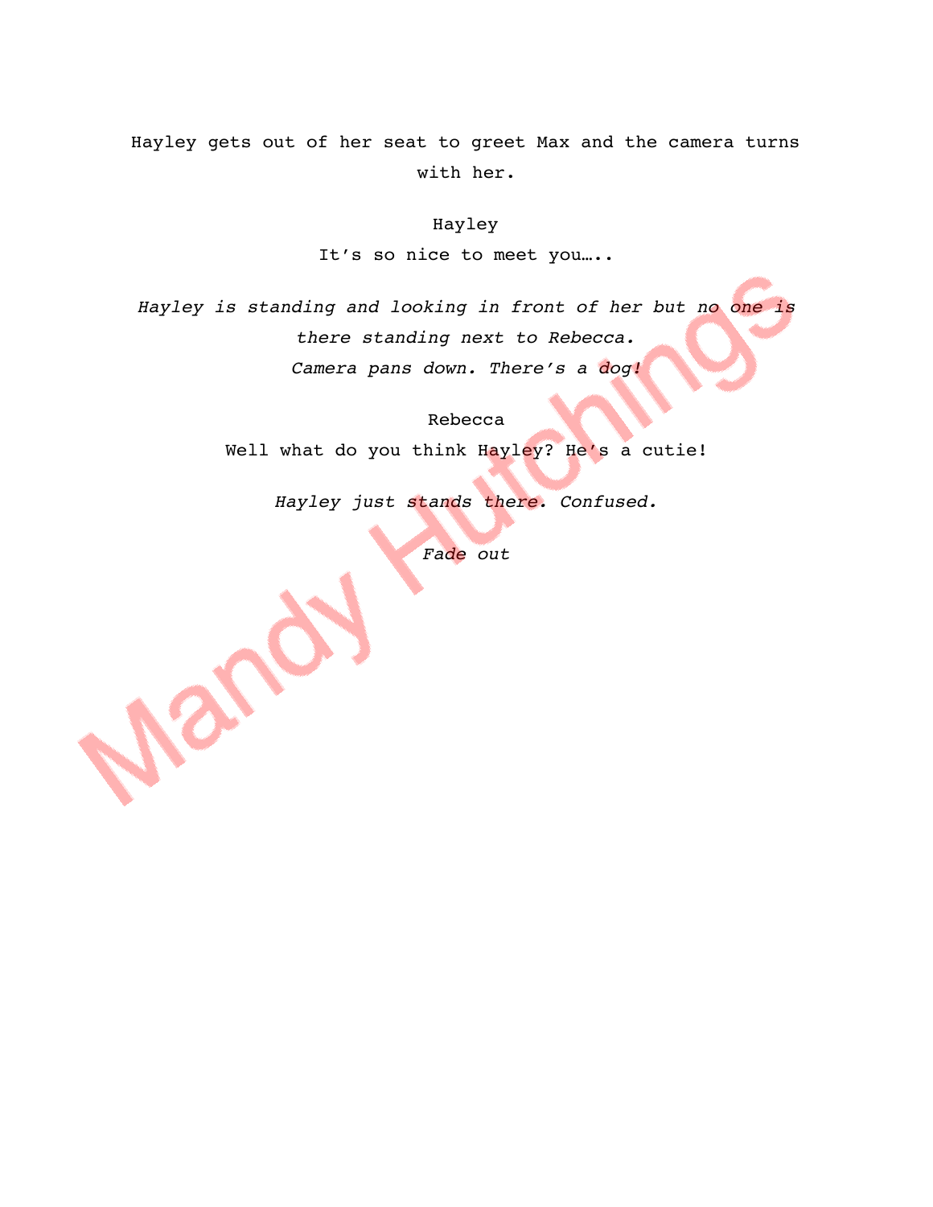Hayley gets out of her seat to greet Max and the camera turns with her.

Hayley

It’s so nice to meet you…..

*Hayley is standing and looking in front of her but no one is there standing next to Rebecca.*
*Camera pans down. There’s a dog!*

Rebecca

Well what do you think Hayley? He’s a cutie!

*Hayley just stands there. Confused.*

*Fade out*